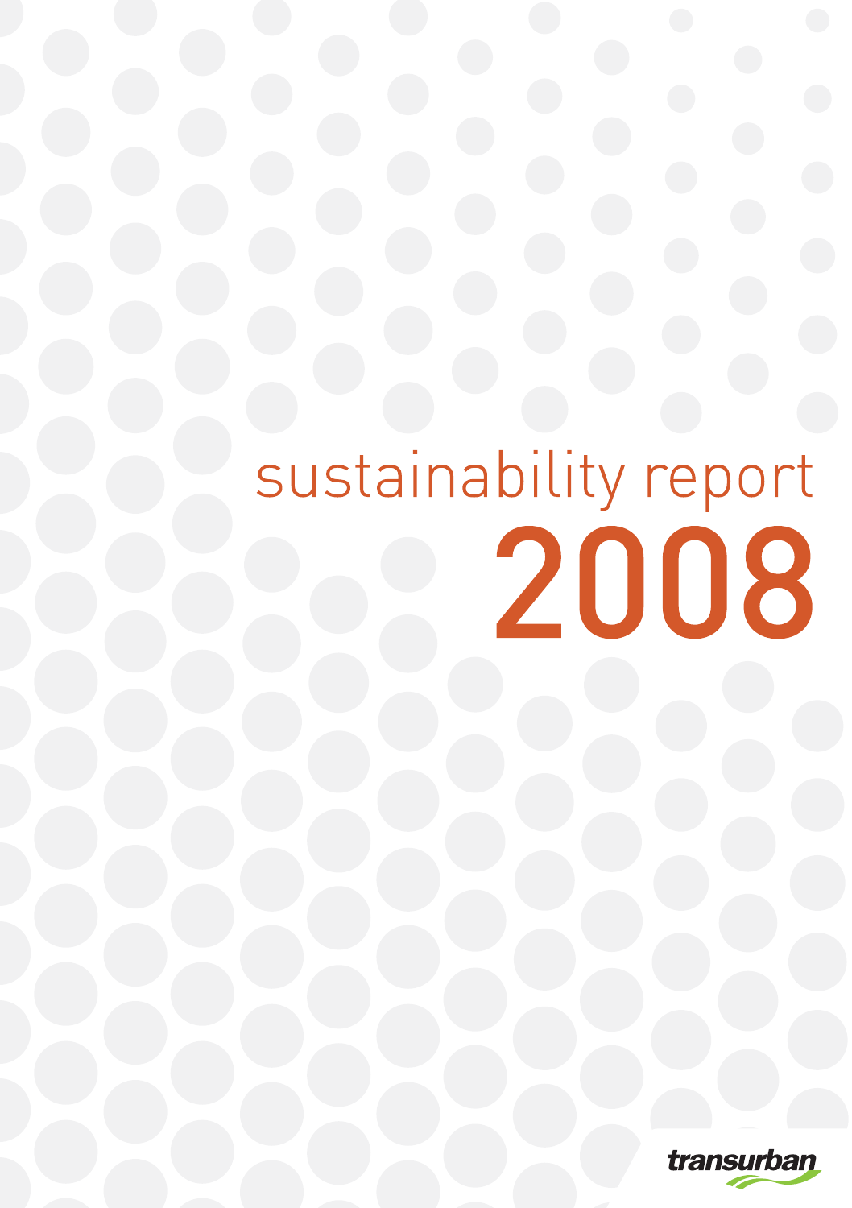# sustainability report 2008

transurban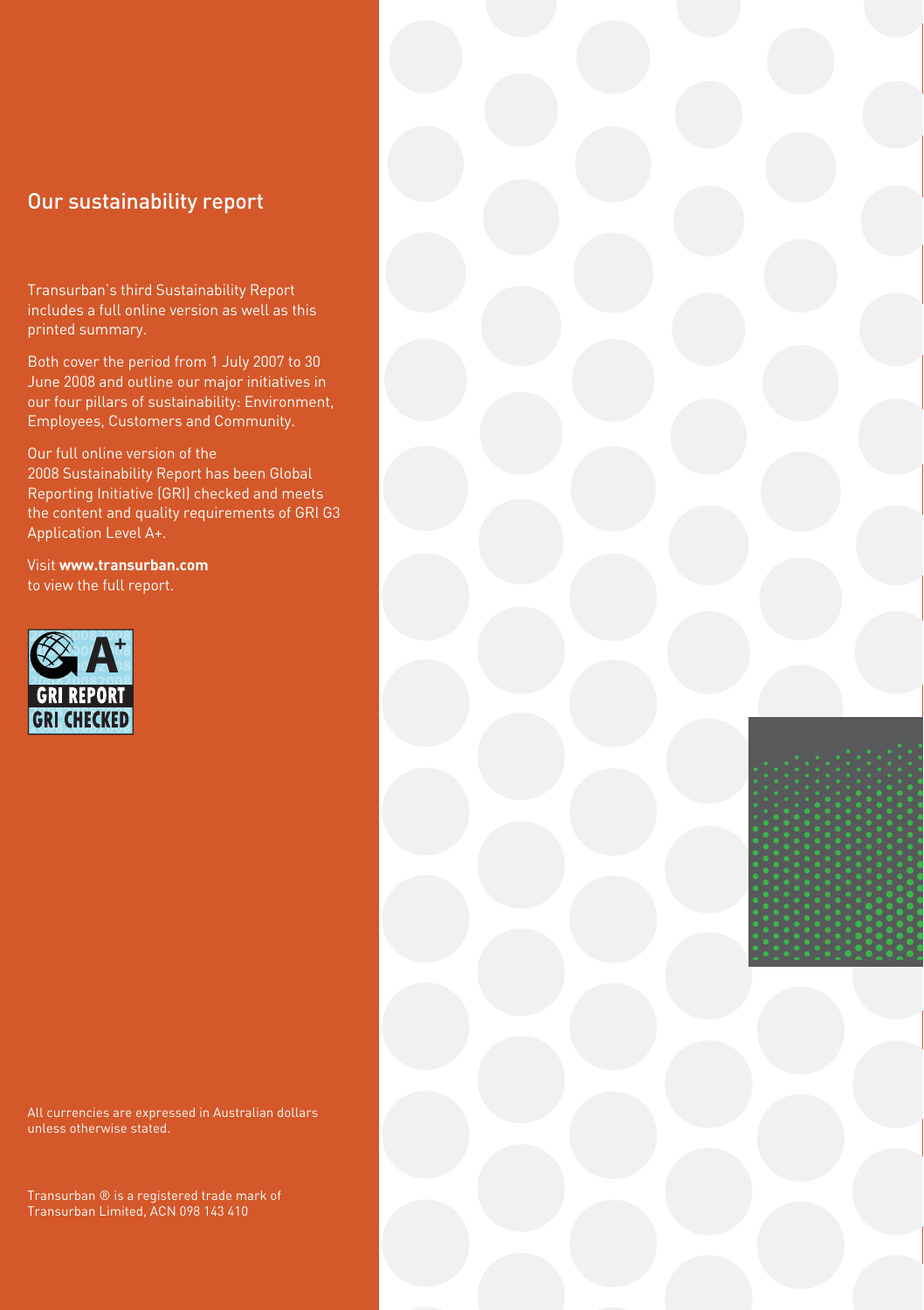## Our sustainability report

Transurban's third Sustainability Report includes a full online version as well as this printed summary.

Both cover the period from 1 July 2007 to 30 June 2008 and outline our major initiatives in our four pillars of sustainability: Environment, Employees, Customers and Community.

Our full online version of the 2008 Sustainability Report has been Global Reporting Initiative (GRI) checked and meets the content and quality requirements of GRI G3 Application Level A+.

Visit **www.transurban.com** to view the full report.

All currencies are expressed in Australian dollars unless otherwise stated.

Transurban ® is a registered trade mark of Transurban Limited, ACN 098 143 410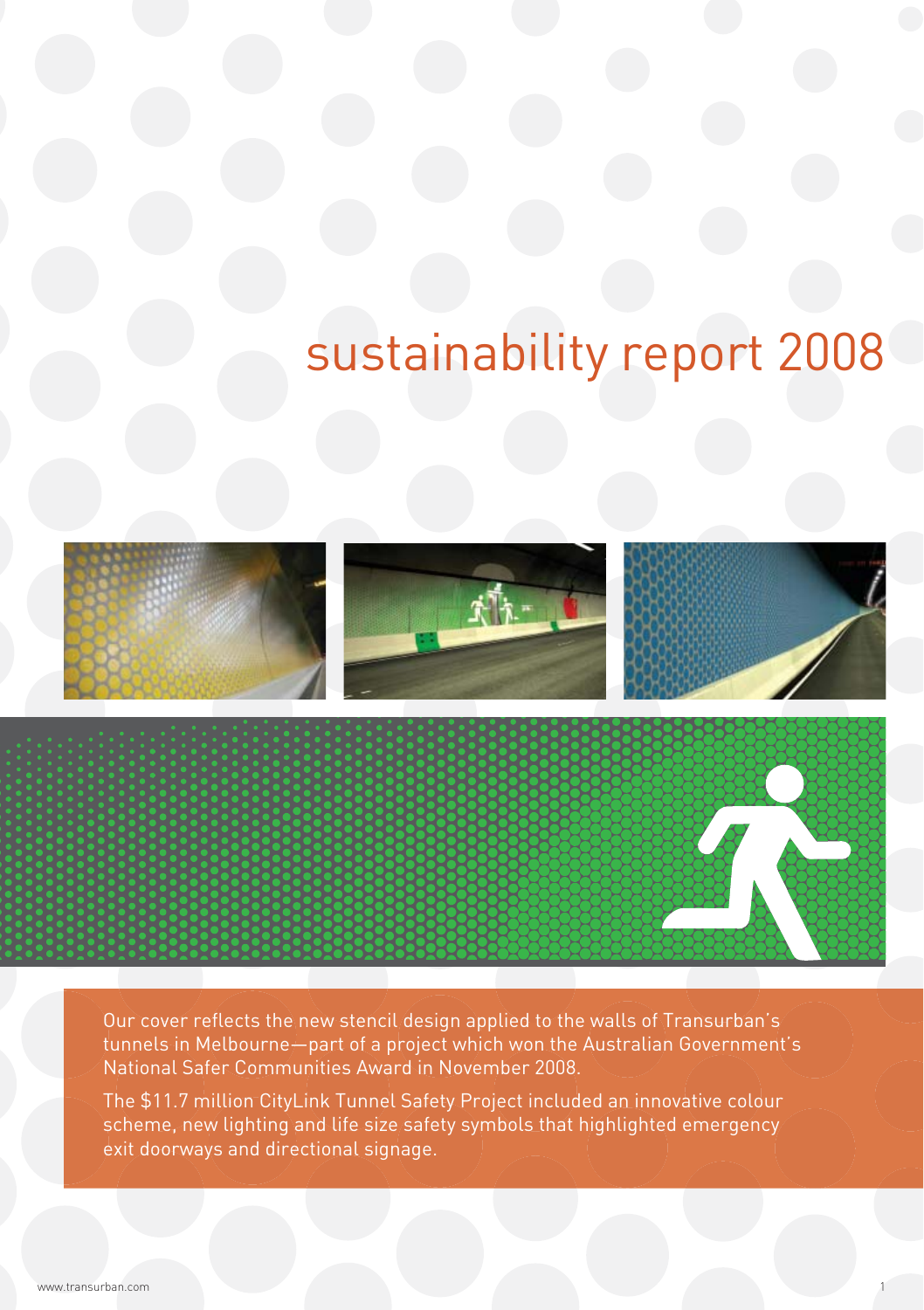# sustainability report 2008

Our cover reflects the new stencil design applied to the walls of Transurban's tunnels in Melbourne—part of a project which won the Australian Government's National Safer Communities Award in November 2008.

The $11.7 million CityLink Tunnel Safety Project included an innovative colour scheme, new lighting and life size safety symbols that highlighted emergency exit doorways and directional signage.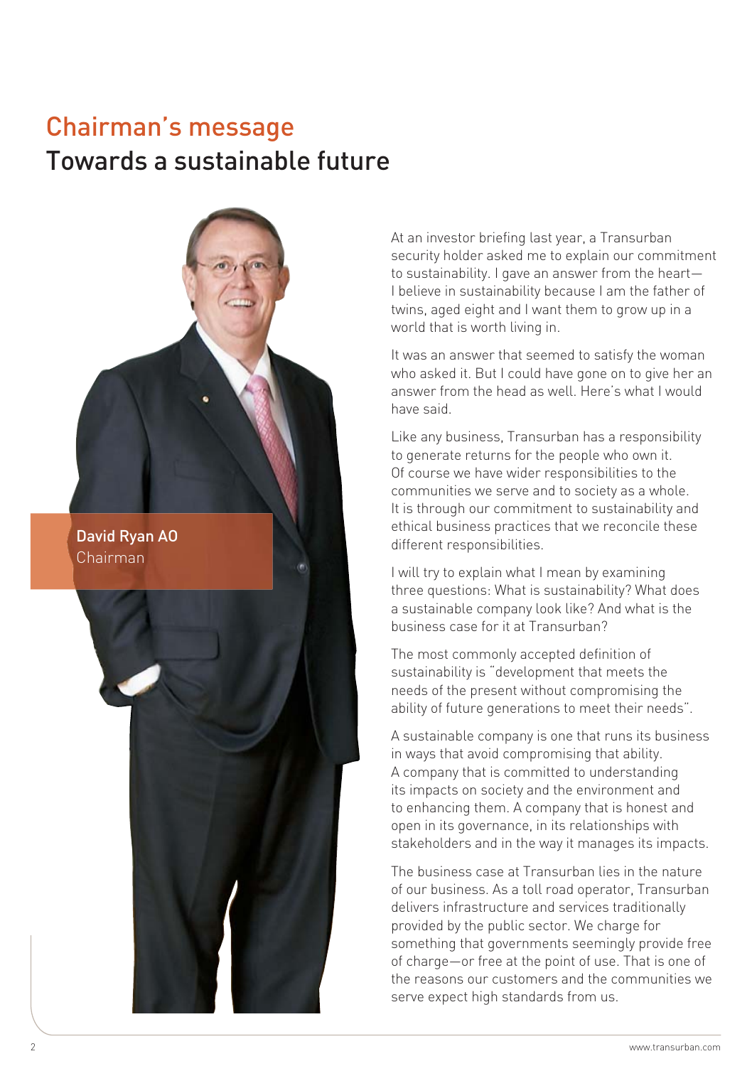# Chairman's message

## Towards a sustainable future

**David Ryan AO**
Chairman

At an investor briefing last year, a Transurban security holder asked me to explain our commitment to sustainability. I gave an answer from the heart—I believe in sustainability because I am the father of twins, aged eight and I want them to grow up in a world that is worth living in.

It was an answer that seemed to satisfy the woman who asked it. But I could have gone on to give her an answer from the head as well. Here's what I would have said.

Like any business, Transurban has a responsibility to generate returns for the people who own it. Of course we have wider responsibilities to the communities we serve and to society as a whole. It is through our commitment to sustainability and ethical business practices that we reconcile these different responsibilities.

I will try to explain what I mean by examining three questions: What is sustainability? What does a sustainable company look like? And what is the business case for it at Transurban?

The most commonly accepted definition of sustainability is "development that meets the needs of the present without compromising the ability of future generations to meet their needs".

A sustainable company is one that runs its business in ways that avoid compromising that ability. A company that is committed to understanding its impacts on society and the environment and to enhancing them. A company that is honest and open in its governance, in its relationships with stakeholders and in the way it manages its impacts.

The business case at Transurban lies in the nature of our business. As a toll road operator, Transurban delivers infrastructure and services traditionally provided by the public sector. We charge for something that governments seemingly provide free of charge—or free at the point of use. That is one of the reasons our customers and the communities we serve expect high standards from us.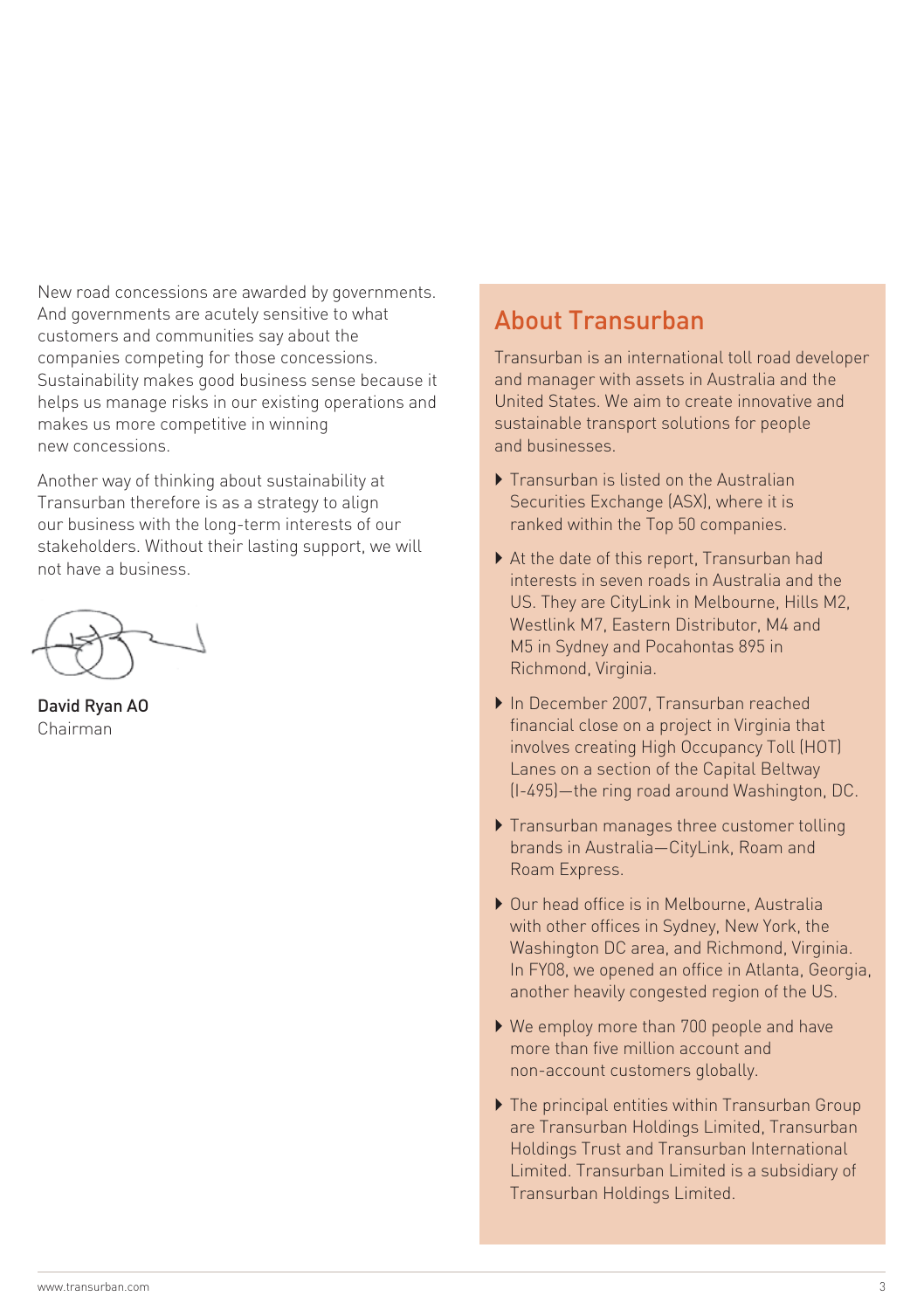New road concessions are awarded by governments. And governments are acutely sensitive to what customers and communities say about the companies competing for those concessions. Sustainability makes good business sense because it helps us manage risks in our existing operations and makes us more competitive in winning new concessions.

Another way of thinking about sustainability at Transurban therefore is as a strategy to align our business with the long-term interests of our stakeholders. Without their lasting support, we will not have a business.

**David Ryan AO**
Chairman

## About Transurban

Transurban is an international toll road developer and manager with assets in Australia and the United States. We aim to create innovative and sustainable transport solutions for people and businesses.

- Transurban is listed on the Australian Securities Exchange (ASX), where it is ranked within the Top 50 companies.
- At the date of this report, Transurban had interests in seven roads in Australia and the US. They are CityLink in Melbourne, Hills M2, Westlink M7, Eastern Distributor, M4 and M5 in Sydney and Pocahontas 895 in Richmond, Virginia.
- In December 2007, Transurban reached financial close on a project in Virginia that involves creating High Occupancy Toll (HOT) Lanes on a section of the Capital Beltway (I-495)—the ring road around Washington, DC.
- Transurban manages three customer tolling brands in Australia—CityLink, Roam and Roam Express.
- Our head office is in Melbourne, Australia with other offices in Sydney, New York, the Washington DC area, and Richmond, Virginia. In FY08, we opened an office in Atlanta, Georgia, another heavily congested region of the US.
- We employ more than 700 people and have more than five million account and non-account customers globally.
- The principal entities within Transurban Group are Transurban Holdings Limited, Transurban Holdings Trust and Transurban International Limited. Transurban Limited is a subsidiary of Transurban Holdings Limited.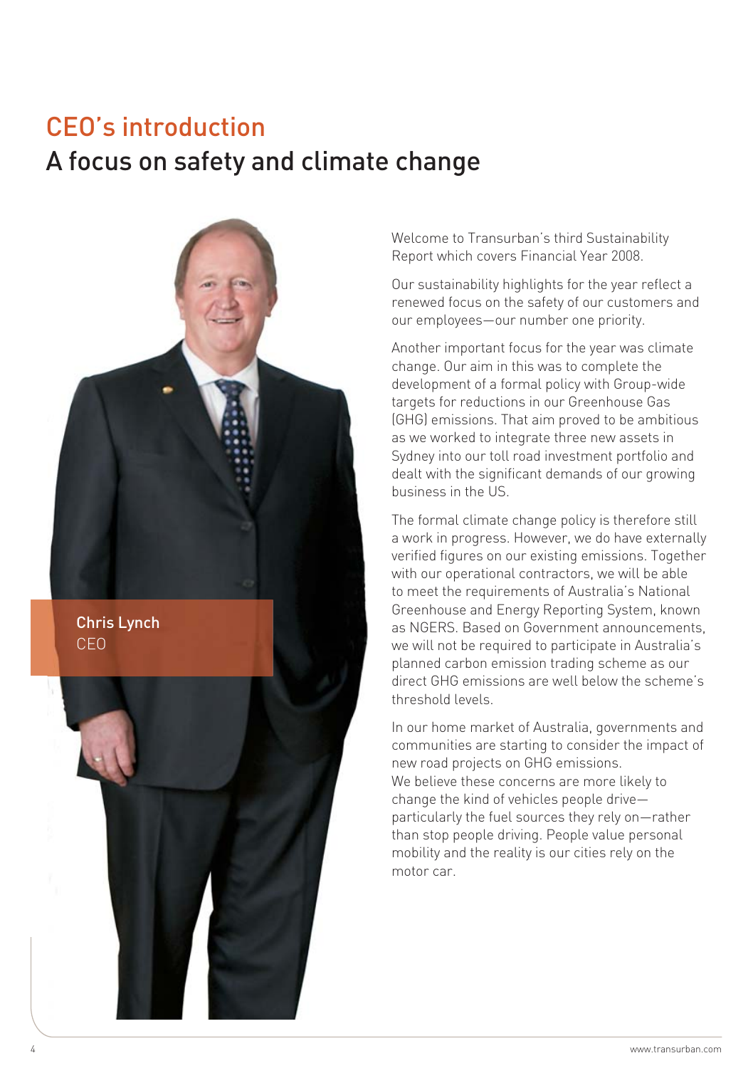# CEO's introduction

## A focus on safety and climate change

**Chris Lynch**
CEO

Welcome to Transurban's third Sustainability Report which covers Financial Year 2008.

Our sustainability highlights for the year reflect a renewed focus on the safety of our customers and our employees—our number one priority.

Another important focus for the year was climate change. Our aim in this was to complete the development of a formal policy with Group-wide targets for reductions in our Greenhouse Gas (GHG) emissions. That aim proved to be ambitious as we worked to integrate three new assets in Sydney into our toll road investment portfolio and dealt with the significant demands of our growing business in the US.

The formal climate change policy is therefore still a work in progress. However, we do have externally verified figures on our existing emissions. Together with our operational contractors, we will be able to meet the requirements of Australia's National Greenhouse and Energy Reporting System, known as NGERS. Based on Government announcements, we will not be required to participate in Australia's planned carbon emission trading scheme as our direct GHG emissions are well below the scheme's threshold levels.

In our home market of Australia, governments and communities are starting to consider the impact of new road projects on GHG emissions. We believe these concerns are more likely to change the kind of vehicles people drive—particularly the fuel sources they rely on—rather than stop people driving. People value personal mobility and the reality is our cities rely on the motor car.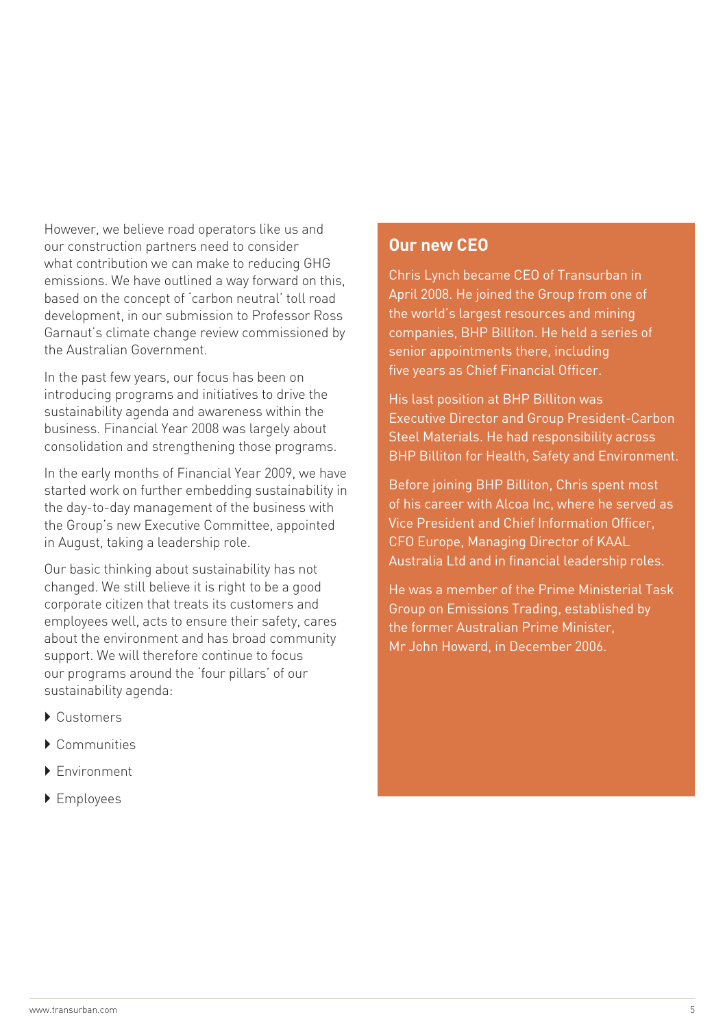However, we believe road operators like us and our construction partners need to consider what contribution we can make to reducing GHG emissions. We have outlined a way forward on this, based on the concept of 'carbon neutral' toll road development, in our submission to Professor Ross Garnaut's climate change review commissioned by the Australian Government.

In the past few years, our focus has been on introducing programs and initiatives to drive the sustainability agenda and awareness within the business. Financial Year 2008 was largely about consolidation and strengthening those programs.

In the early months of Financial Year 2009, we have started work on further embedding sustainability in the day-to-day management of the business with the Group's new Executive Committee, appointed in August, taking a leadership role.

Our basic thinking about sustainability has not changed. We still believe it is right to be a good corporate citizen that treats its customers and employees well, acts to ensure their safety, cares about the environment and has broad community support. We will therefore continue to focus our programs around the 'four pillars' of our sustainability agenda:

- Customers
- Communities
- Environment
- Employees

## Our new CEO

Chris Lynch became CEO of Transurban in April 2008. He joined the Group from one of the world's largest resources and mining companies, BHP Billiton. He held a series of senior appointments there, including five years as Chief Financial Officer.

His last position at BHP Billiton was Executive Director and Group President-Carbon Steel Materials. He had responsibility across BHP Billiton for Health, Safety and Environment.

Before joining BHP Billiton, Chris spent most of his career with Alcoa Inc, where he served as Vice President and Chief Information Officer, CFO Europe, Managing Director of KAAL Australia Ltd and in financial leadership roles.

He was a member of the Prime Ministerial Task Group on Emissions Trading, established by the former Australian Prime Minister, Mr John Howard, in December 2006.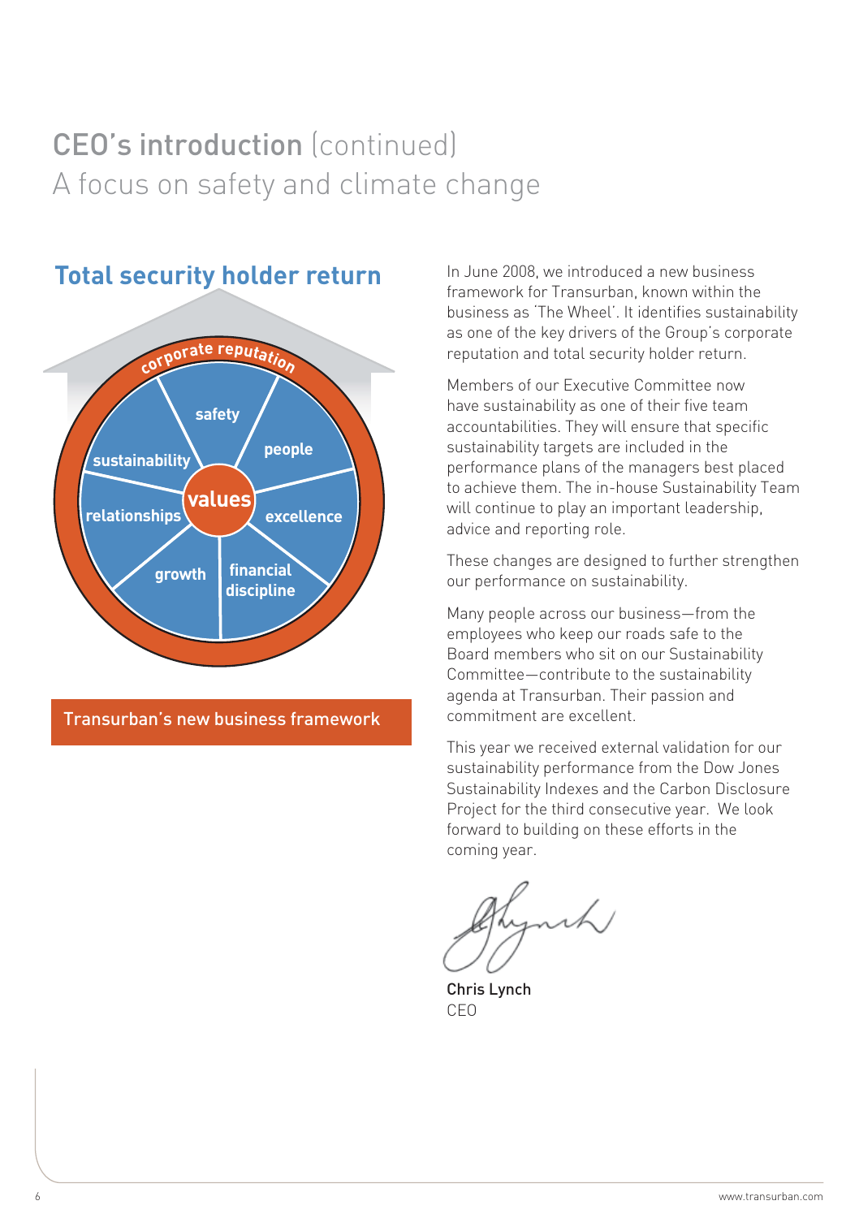# CEO's introduction (continued)

## A focus on safety and climate change

**Total security holder return**

corporate reputation

safety, people, excellence, financial discipline, growth, relationships, sustainability

values

Transurban's new business framework

In June 2008, we introduced a new business framework for Transurban, known within the business as 'The Wheel'. It identifies sustainability as one of the key drivers of the Group's corporate reputation and total security holder return.

Members of our Executive Committee now have sustainability as one of their five team accountabilities. They will ensure that specific sustainability targets are included in the performance plans of the managers best placed to achieve them. The in-house Sustainability Team will continue to play an important leadership, advice and reporting role.

These changes are designed to further strengthen our performance on sustainability.

Many people across our business—from the employees who keep our roads safe to the Board members who sit on our Sustainability Committee—contribute to the sustainability agenda at Transurban. Their passion and commitment are excellent.

This year we received external validation for our sustainability performance from the Dow Jones Sustainability Indexes and the Carbon Disclosure Project for the third consecutive year. We look forward to building on these efforts in the coming year.

**Chris Lynch**
CEO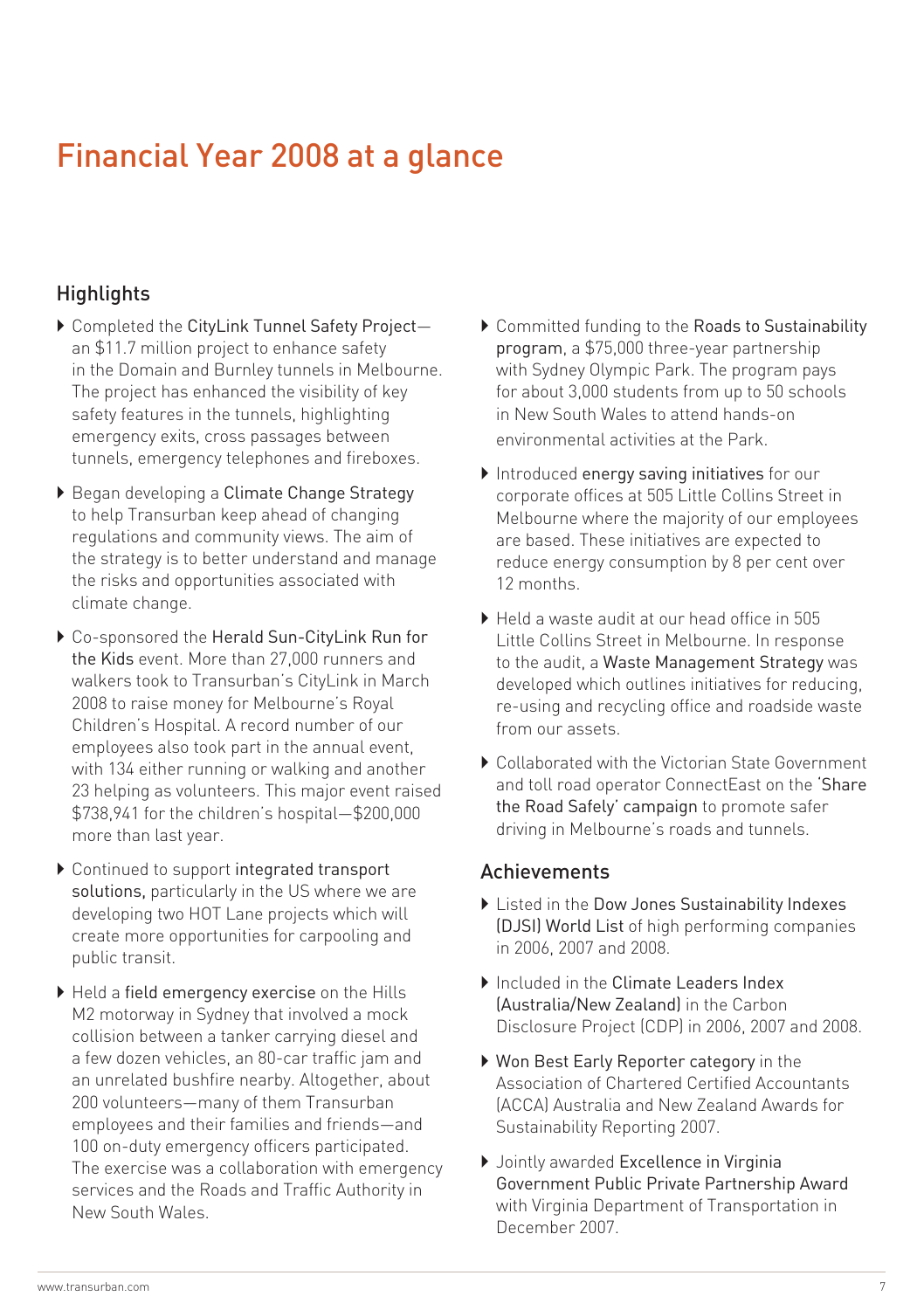# Financial Year 2008 at a glance

## Highlights

- Completed the CityLink Tunnel Safety Project—an $11.7 million project to enhance safety in the Domain and Burnley tunnels in Melbourne. The project has enhanced the visibility of key safety features in the tunnels, highlighting emergency exits, cross passages between tunnels, emergency telephones and fireboxes.
- Began developing a Climate Change Strategy to help Transurban keep ahead of changing regulations and community views. The aim of the strategy is to better understand and manage the risks and opportunities associated with climate change.
- Co-sponsored the Herald Sun-CityLink Run for the Kids event. More than 27,000 runners and walkers took to Transurban's CityLink in March 2008 to raise money for Melbourne's Royal Children's Hospital. A record number of our employees also took part in the annual event, with 134 either running or walking and another 23 helping as volunteers. This major event raised $738,941 for the children's hospital—$200,000 more than last year.
- Continued to support integrated transport solutions, particularly in the US where we are developing two HOT Lane projects which will create more opportunities for carpooling and public transit.
- Held a field emergency exercise on the Hills M2 motorway in Sydney that involved a mock collision between a tanker carrying diesel and a few dozen vehicles, an 80-car traffic jam and an unrelated bushfire nearby. Altogether, about 200 volunteers—many of them Transurban employees and their families and friends—and 100 on-duty emergency officers participated. The exercise was a collaboration with emergency services and the Roads and Traffic Authority in New South Wales.
- Committed funding to the Roads to Sustainability program, a $75,000 three-year partnership with Sydney Olympic Park. The program pays for about 3,000 students from up to 50 schools in New South Wales to attend hands-on environmental activities at the Park.
- Introduced energy saving initiatives for our corporate offices at 505 Little Collins Street in Melbourne where the majority of our employees are based. These initiatives are expected to reduce energy consumption by 8 per cent over 12 months.
- Held a waste audit at our head office in 505 Little Collins Street in Melbourne. In response to the audit, a Waste Management Strategy was developed which outlines initiatives for reducing, re-using and recycling office and roadside waste from our assets.
- Collaborated with the Victorian State Government and toll road operator ConnectEast on the 'Share the Road Safely' campaign to promote safer driving in Melbourne's roads and tunnels.

## Achievements

- Listed in the Dow Jones Sustainability Indexes (DJSI) World List of high performing companies in 2006, 2007 and 2008.
- Included in the Climate Leaders Index (Australia/New Zealand) in the Carbon Disclosure Project (CDP) in 2006, 2007 and 2008.
- Won Best Early Reporter category in the Association of Chartered Certified Accountants (ACCA) Australia and New Zealand Awards for Sustainability Reporting 2007.
- Jointly awarded Excellence in Virginia Government Public Private Partnership Award with Virginia Department of Transportation in December 2007.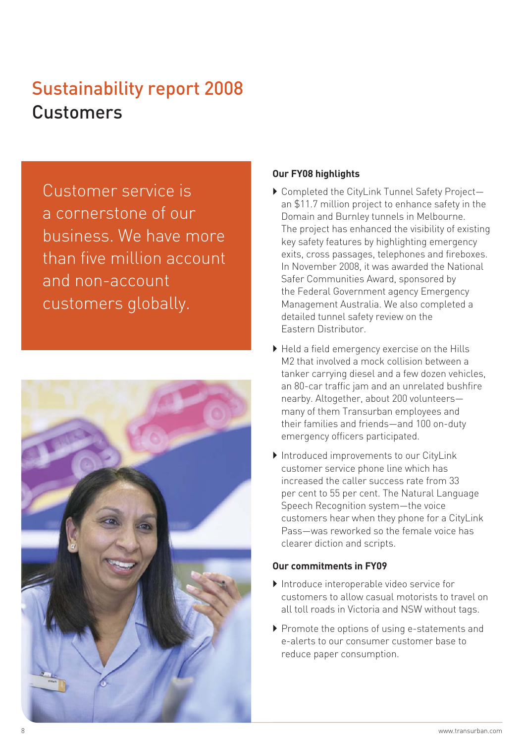# Sustainability report 2008

## Customers

Customer service is a cornerstone of our business. We have more than five million account and non-account customers globally.

### Our FY08 highlights

- Completed the CityLink Tunnel Safety Project—an $11.7 million project to enhance safety in the Domain and Burnley tunnels in Melbourne. The project has enhanced the visibility of existing key safety features by highlighting emergency exits, cross passages, telephones and fireboxes. In November 2008, it was awarded the National Safer Communities Award, sponsored by the Federal Government agency Emergency Management Australia. We also completed a detailed tunnel safety review on the Eastern Distributor.
- Held a field emergency exercise on the Hills M2 that involved a mock collision between a tanker carrying diesel and a few dozen vehicles, an 80-car traffic jam and an unrelated bushfire nearby. Altogether, about 200 volunteers—many of them Transurban employees and their families and friends—and 100 on-duty emergency officers participated.
- Introduced improvements to our CityLink customer service phone line which has increased the caller success rate from 33 per cent to 55 per cent. The Natural Language Speech Recognition system—the voice customers hear when they phone for a CityLink Pass—was reworked so the female voice has clearer diction and scripts.

### Our commitments in FY09

- Introduce interoperable video service for customers to allow casual motorists to travel on all toll roads in Victoria and NSW without tags.
- Promote the options of using e-statements and e-alerts to our consumer customer base to reduce paper consumption.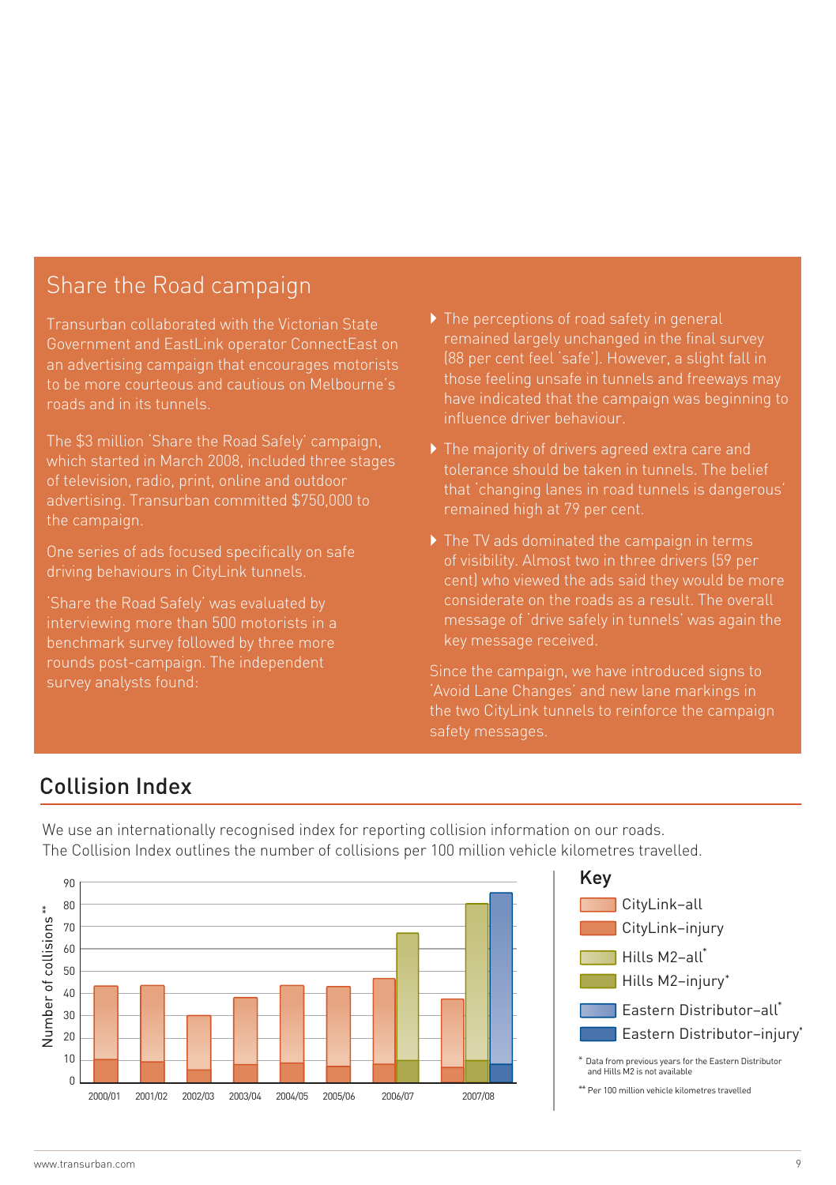## Share the Road campaign

Transurban collaborated with the Victorian State Government and EastLink operator ConnectEast on an advertising campaign that encourages motorists to be more courteous and cautious on Melbourne's roads and in its tunnels.

The $3 million 'Share the Road Safely' campaign, which started in March 2008, included three stages of television, radio, print, online and outdoor advertising. Transurban committed $750,000 to the campaign.

One series of ads focused specifically on safe driving behaviours in CityLink tunnels.

'Share the Road Safely' was evaluated by interviewing more than 500 motorists in a benchmark survey followed by three more rounds post-campaign. The independent survey analysts found:

- The perceptions of road safety in general remained largely unchanged in the final survey (88 per cent feel 'safe'). However, a slight fall in those feeling unsafe in tunnels and freeways may have indicated that the campaign was beginning to influence driver behaviour.
- The majority of drivers agreed extra care and tolerance should be taken in tunnels. The belief that 'changing lanes in road tunnels is dangerous' remained high at 79 per cent.
- The TV ads dominated the campaign in terms of visibility. Almost two in three drivers (59 per cent) who viewed the ads said they would be more considerate on the roads as a result. The overall message of 'drive safely in tunnels' was again the key message received.

Since the campaign, we have introduced signs to 'Avoid Lane Changes' and new lane markings in the two CityLink tunnels to reinforce the campaign safety messages.

## Collision Index

We use an internationally recognised index for reporting collision information on our roads. The Collision Index outlines the number of collisions per 100 million vehicle kilometres travelled.

Number of collisions **

Key
- CityLink–all
- CityLink–injury
- Hills M2–all*
- Hills M2–injury*
- Eastern Distributor–all*
- Eastern Distributor–injury*

\* Data from previous years for the Eastern Distributor and Hills M2 is not available

\*\* Per 100 million vehicle kilometres travelled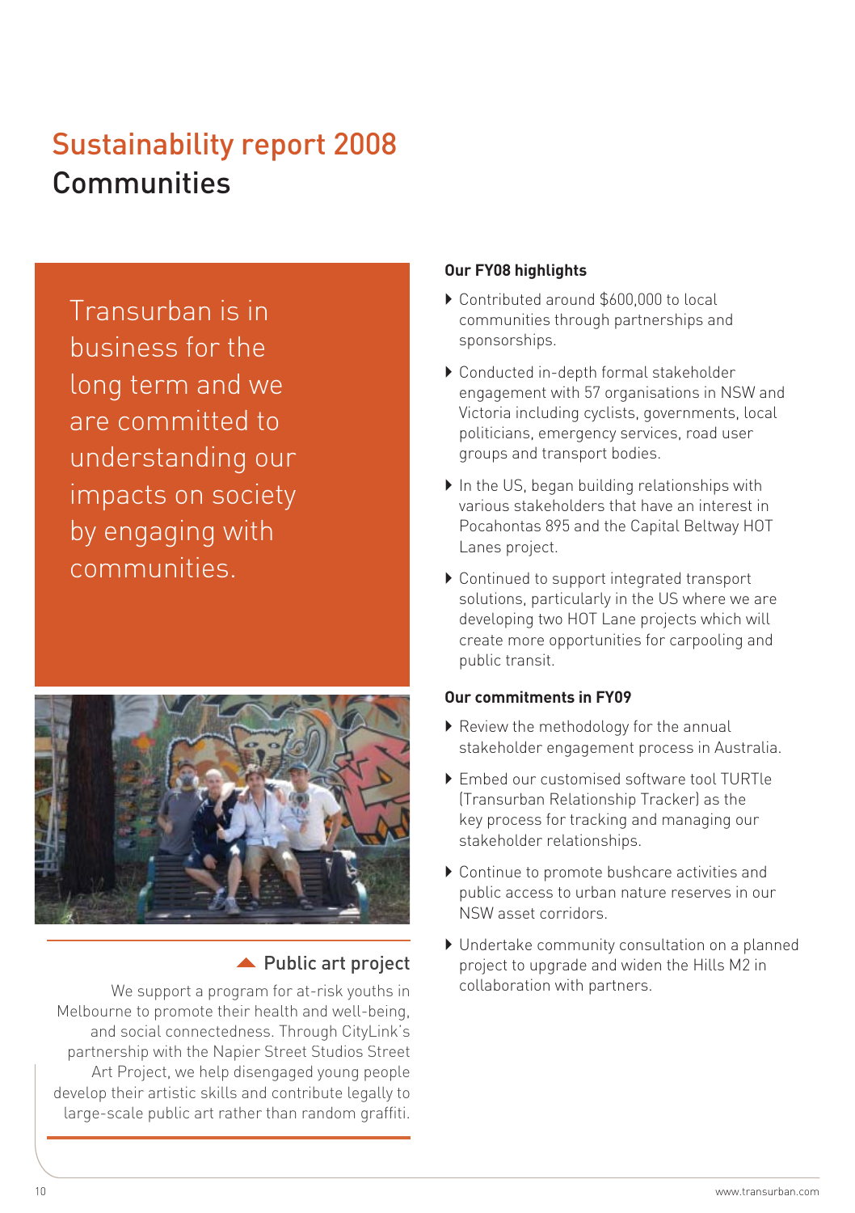# Sustainability report 2008
## Communities

Transurban is in business for the long term and we are committed to understanding our impacts on society by engaging with communities.

### Public art project

We support a program for at-risk youths in Melbourne to promote their health and well-being, and social connectedness. Through CityLink's partnership with the Napier Street Studios Street Art Project, we help disengaged young people develop their artistic skills and contribute legally to large-scale public art rather than random graffiti.

### Our FY08 highlights

- Contributed around $600,000 to local communities through partnerships and sponsorships.
- Conducted in-depth formal stakeholder engagement with 57 organisations in NSW and Victoria including cyclists, governments, local politicians, emergency services, road user groups and transport bodies.
- In the US, began building relationships with various stakeholders that have an interest in Pocahontas 895 and the Capital Beltway HOT Lanes project.
- Continued to support integrated transport solutions, particularly in the US where we are developing two HOT Lane projects which will create more opportunities for carpooling and public transit.

### Our commitments in FY09

- Review the methodology for the annual stakeholder engagement process in Australia.
- Embed our customised software tool TURTle (Transurban Relationship Tracker) as the key process for tracking and managing our stakeholder relationships.
- Continue to promote bushcare activities and public access to urban nature reserves in our NSW asset corridors.
- Undertake community consultation on a planned project to upgrade and widen the Hills M2 in collaboration with partners.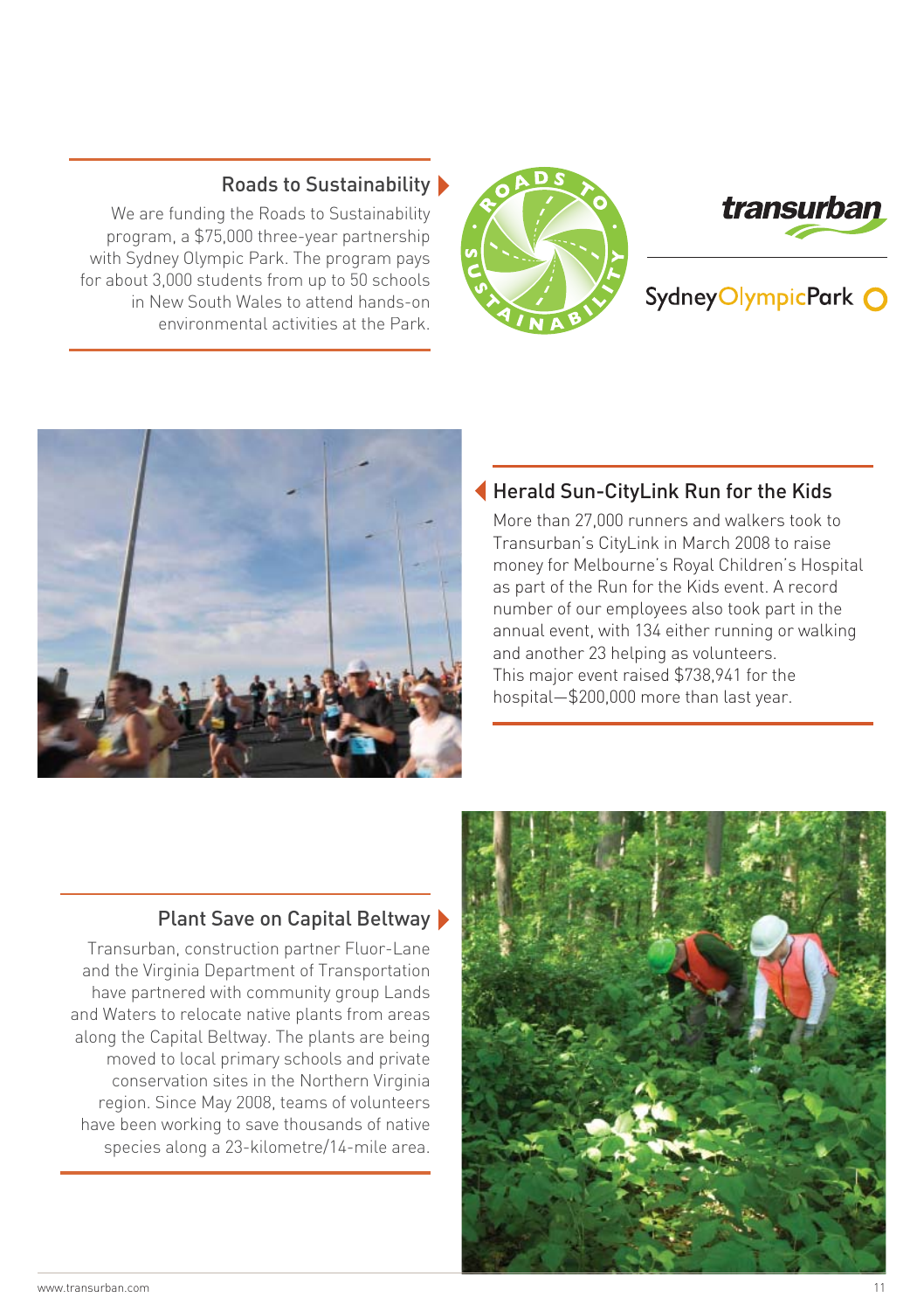## Roads to Sustainability

We are funding the Roads to Sustainability program, a $75,000 three-year partnership with Sydney Olympic Park. The program pays for about 3,000 students from up to 50 schools in New South Wales to attend hands-on environmental activities at the Park.

## Herald Sun-CityLink Run for the Kids

More than 27,000 runners and walkers took to Transurban's CityLink in March 2008 to raise money for Melbourne's Royal Children's Hospital as part of the Run for the Kids event. A record number of our employees also took part in the annual event, with 134 either running or walking and another 23 helping as volunteers. This major event raised $738,941 for the hospital—$200,000 more than last year.

## Plant Save on Capital Beltway

Transurban, construction partner Fluor-Lane and the Virginia Department of Transportation have partnered with community group Lands and Waters to relocate native plants from areas along the Capital Beltway. The plants are being moved to local primary schools and private conservation sites in the Northern Virginia region. Since May 2008, teams of volunteers have been working to save thousands of native species along a 23-kilometre/14-mile area.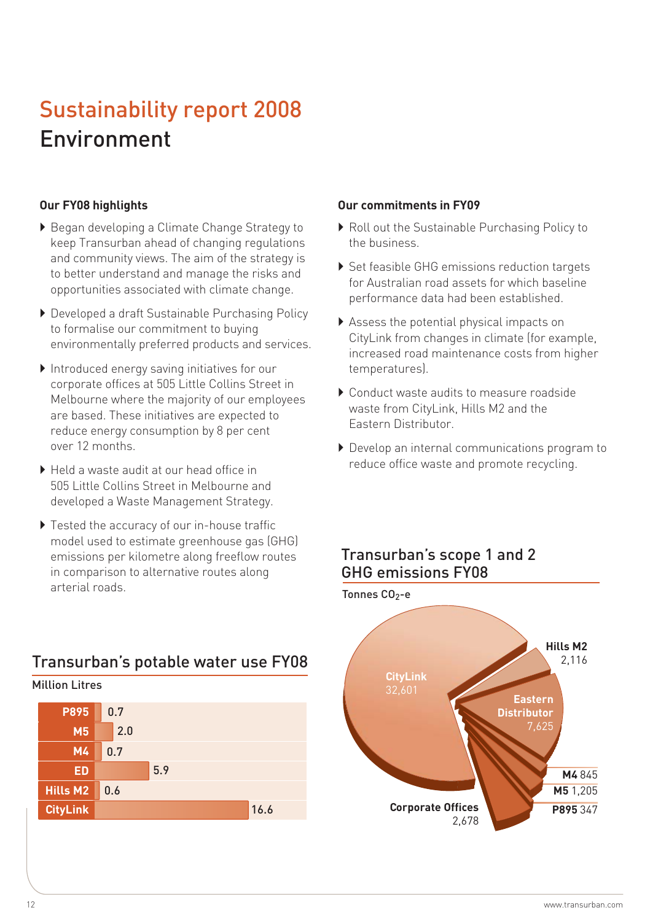# Sustainability report 2008

## Environment

### Our FY08 highlights

- Began developing a Climate Change Strategy to keep Transurban ahead of changing regulations and community views. The aim of the strategy is to better understand and manage the risks and opportunities associated with climate change.
- Developed a draft Sustainable Purchasing Policy to formalise our commitment to buying environmentally preferred products and services.
- Introduced energy saving initiatives for our corporate offices at 505 Little Collins Street in Melbourne where the majority of our employees are based. These initiatives are expected to reduce energy consumption by 8 per cent over 12 months.
- Held a waste audit at our head office in 505 Little Collins Street in Melbourne and developed a Waste Management Strategy.
- Tested the accuracy of our in-house traffic model used to estimate greenhouse gas (GHG) emissions per kilometre along freeflow routes in comparison to alternative routes along arterial roads.

### Our commitments in FY09

- Roll out the Sustainable Purchasing Policy to the business.
- Set feasible GHG emissions reduction targets for Australian road assets for which baseline performance data had been established.
- Assess the potential physical impacts on CityLink from changes in climate (for example, increased road maintenance costs from higher temperatures).
- Conduct waste audits to measure roadside waste from CityLink, Hills M2 and the Eastern Distributor.
- Develop an internal communications program to reduce office waste and promote recycling.

### Transurban's potable water use FY08

Million Litres

| Asset | Million Litres |
|---|---|
| P895 | 0.7 |
| M5 | 2.0 |
| M4 | 0.7 |
| ED | 5.9 |
| Hills M2 | 0.6 |
| CityLink | 16.6 |

### Transurban's scope 1 and 2 GHG emissions FY08

Tonnes $CO_2$-e

| Source | Tonnes $CO_2$-e |
|---|---|
| CityLink | 32,601 |
| Hills M2 | 2,116 |
| Eastern Distributor | 7,625 |
| M4 | 845 |
| M5 | 1,205 |
| P895 | 347 |
| Corporate Offices | 2,678 |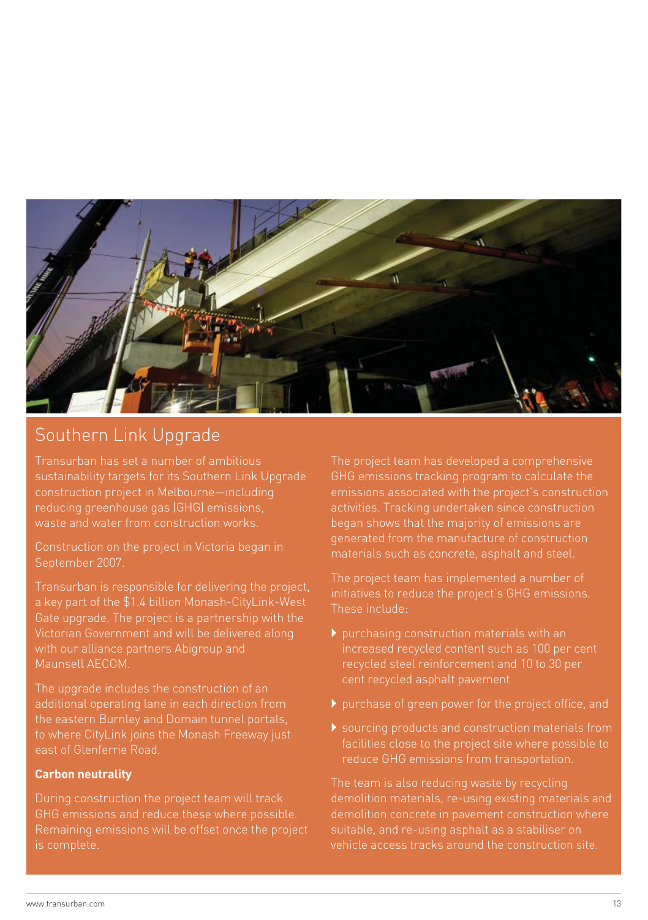## Southern Link Upgrade

Transurban has set a number of ambitious sustainability targets for its Southern Link Upgrade construction project in Melbourne—including reducing greenhouse gas (GHG) emissions, waste and water from construction works.

Construction on the project in Victoria began in September 2007.

Transurban is responsible for delivering the project, a key part of the $1.4 billion Monash-CityLink-West Gate upgrade. The project is a partnership with the Victorian Government and will be delivered along with our alliance partners Abigroup and Maunsell AECOM.

The upgrade includes the construction of an additional operating lane in each direction from the eastern Burnley and Domain tunnel portals, to where CityLink joins the Monash Freeway just east of Glenferrie Road.

**Carbon neutrality**

During construction the project team will track GHG emissions and reduce these where possible. Remaining emissions will be offset once the project is complete.

The project team has developed a comprehensive GHG emissions tracking program to calculate the emissions associated with the project's construction activities. Tracking undertaken since construction began shows that the majority of emissions are generated from the manufacture of construction materials such as concrete, asphalt and steel.

The project team has implemented a number of initiatives to reduce the project's GHG emissions. These include:

- purchasing construction materials with an increased recycled content such as 100 per cent recycled steel reinforcement and 10 to 30 per cent recycled asphalt pavement
- purchase of green power for the project office, and
- sourcing products and construction materials from facilities close to the project site where possible to reduce GHG emissions from transportation.

The team is also reducing waste by recycling demolition materials, re-using existing materials and demolition concrete in pavement construction where suitable, and re-using asphalt as a stabiliser on vehicle access tracks around the construction site.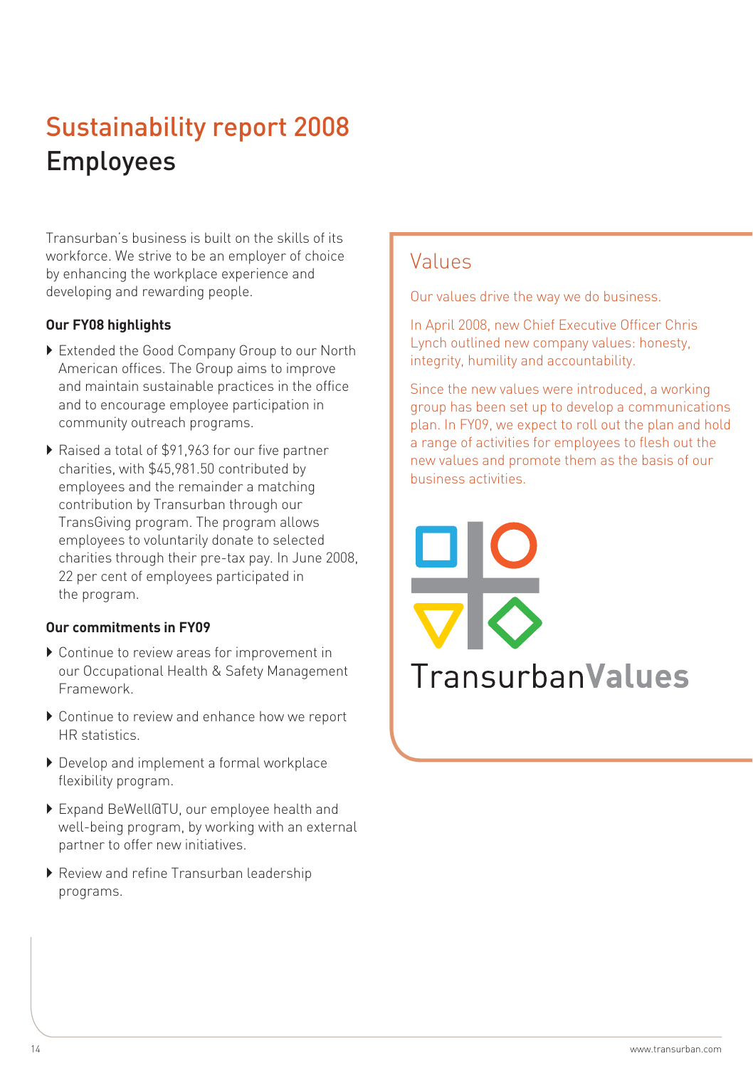# Sustainability report 2008

## Employees

Transurban's business is built on the skills of its workforce. We strive to be an employer of choice by enhancing the workplace experience and developing and rewarding people.

**Our FY08 highlights**

- Extended the Good Company Group to our North American offices. The Group aims to improve and maintain sustainable practices in the office and to encourage employee participation in community outreach programs.
- Raised a total of $91,963 for our five partner charities, with $45,981.50 contributed by employees and the remainder a matching contribution by Transurban through our TransGiving program. The program allows employees to voluntarily donate to selected charities through their pre-tax pay. In June 2008, 22 per cent of employees participated in the program.

**Our commitments in FY09**

- Continue to review areas for improvement in our Occupational Health & Safety Management Framework.
- Continue to review and enhance how we report HR statistics.
- Develop and implement a formal workplace flexibility program.
- Expand BeWell@TU, our employee health and well-being program, by working with an external partner to offer new initiatives.
- Review and refine Transurban leadership programs.

## Values

Our values drive the way we do business.

In April 2008, new Chief Executive Officer Chris Lynch outlined new company values: honesty, integrity, humility and accountability.

Since the new values were introduced, a working group has been set up to develop a communications plan. In FY09, we expect to roll out the plan and hold a range of activities for employees to flesh out the new values and promote them as the basis of our business activities.

TransurbanValues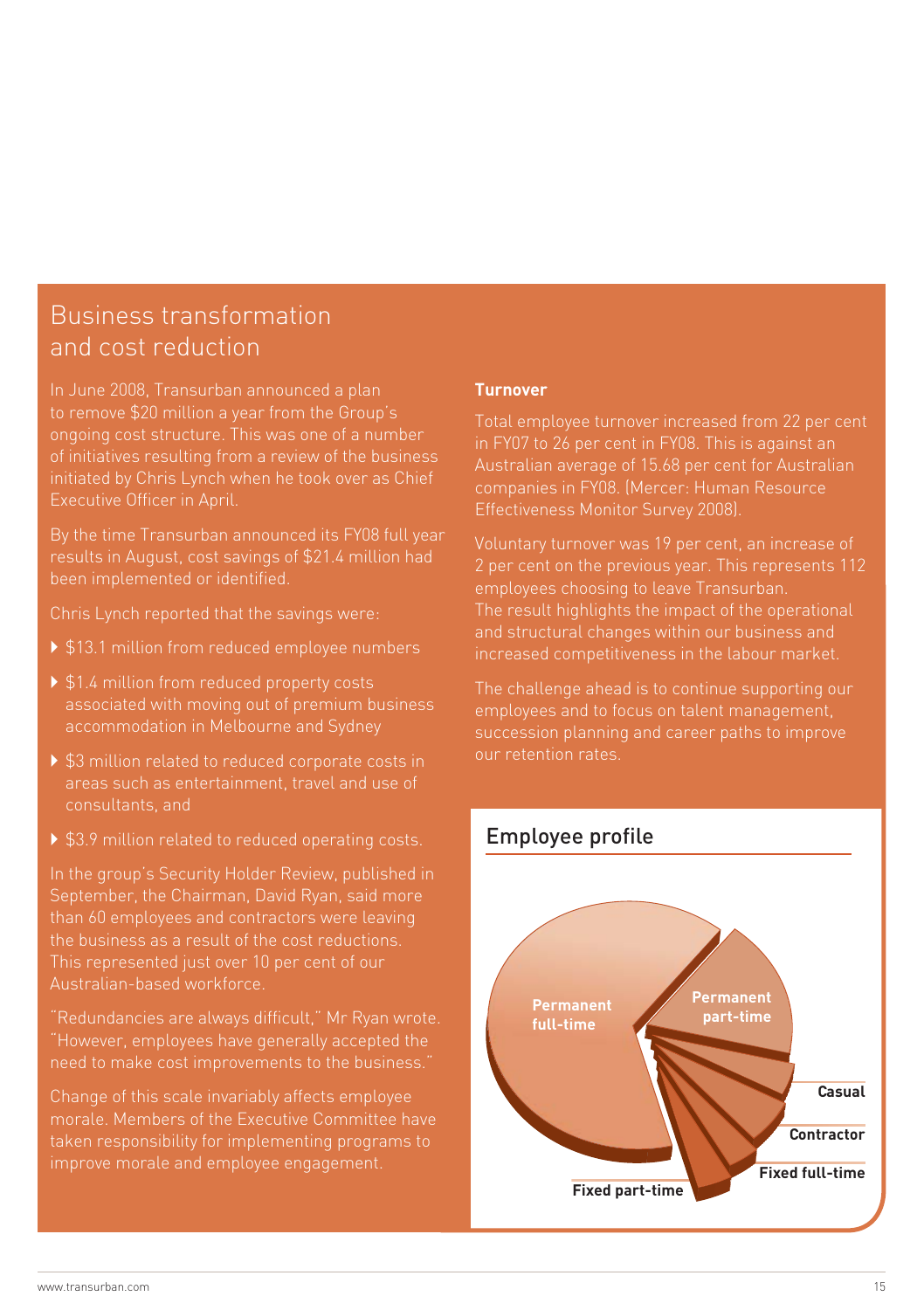## Business transformation and cost reduction

In June 2008, Transurban announced a plan to remove $20 million a year from the Group's ongoing cost structure. This was one of a number of initiatives resulting from a review of the business initiated by Chris Lynch when he took over as Chief Executive Officer in April.

By the time Transurban announced its FY08 full year results in August, cost savings of $21.4 million had been implemented or identified.

Chris Lynch reported that the savings were:

- $13.1 million from reduced employee numbers
- $1.4 million from reduced property costs associated with moving out of premium business accommodation in Melbourne and Sydney
- $3 million related to reduced corporate costs in areas such as entertainment, travel and use of consultants, and
- $3.9 million related to reduced operating costs.

In the group's Security Holder Review, published in September, the Chairman, David Ryan, said more than 60 employees and contractors were leaving the business as a result of the cost reductions. This represented just over 10 per cent of our Australian-based workforce.

"Redundancies are always difficult," Mr Ryan wrote. "However, employees have generally accepted the need to make cost improvements to the business."

Change of this scale invariably affects employee morale. Members of the Executive Committee have taken responsibility for implementing programs to improve morale and employee engagement.

**Turnover**

Total employee turnover increased from 22 per cent in FY07 to 26 per cent in FY08. This is against an Australian average of 15.68 per cent for Australian companies in FY08. (Mercer: Human Resource Effectiveness Monitor Survey 2008).

Voluntary turnover was 19 per cent, an increase of 2 per cent on the previous year. This represents 112 employees choosing to leave Transurban.
The result highlights the impact of the operational and structural changes within our business and increased competitiveness in the labour market.

The challenge ahead is to continue supporting our employees and to focus on talent management, succession planning and career paths to improve our retention rates.

### Employee profile

Permanent full-time
Permanent part-time
Casual
Contractor
Fixed full-time
Fixed part-time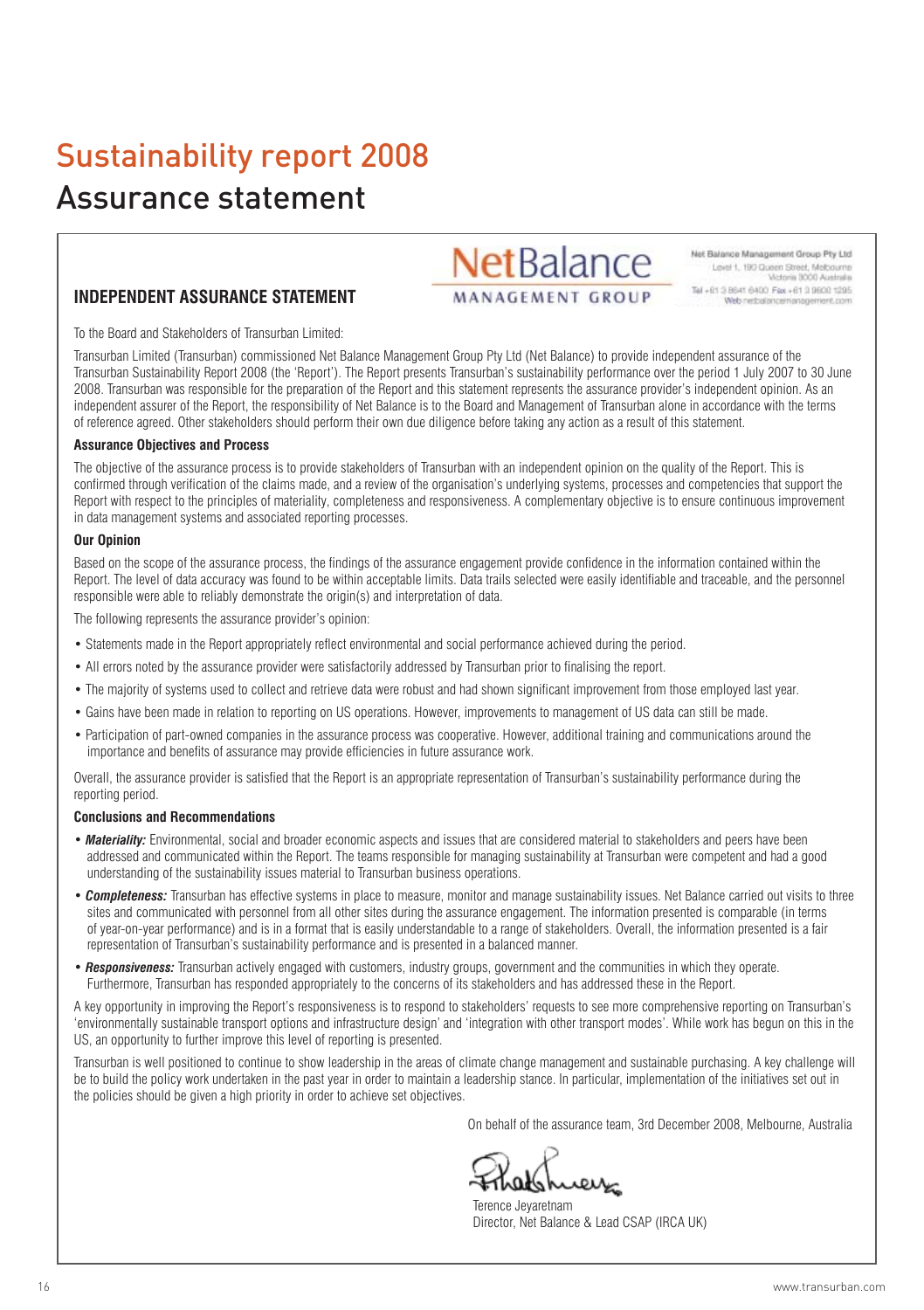# Sustainability report 2008

## Assurance statement

### INDEPENDENT ASSURANCE STATEMENT

NetBalance
MANAGEMENT GROUP

Net Balance Management Group Pty Ltd
Level 1, 180 Queen Street, Melbourne
Victoria 3000 Australia
Tel +61 3 8641 6400 Fax +61 3 9600 1295
Web netbalancemanagement.com

To the Board and Stakeholders of Transurban Limited:

Transurban Limited (Transurban) commissioned Net Balance Management Group Pty Ltd (Net Balance) to provide independent assurance of the Transurban Sustainability Report 2008 (the 'Report'). The Report presents Transurban's sustainability performance over the period 1 July 2007 to 30 June 2008. Transurban was responsible for the preparation of the Report and this statement represents the assurance provider's independent opinion. As an independent assurer of the Report, the responsibility of Net Balance is to the Board and Management of Transurban alone in accordance with the terms of reference agreed. Other stakeholders should perform their own due diligence before taking any action as a result of this statement.

**Assurance Objectives and Process**

The objective of the assurance process is to provide stakeholders of Transurban with an independent opinion on the quality of the Report. This is confirmed through verification of the claims made, and a review of the organisation's underlying systems, processes and competencies that support the Report with respect to the principles of materiality, completeness and responsiveness. A complementary objective is to ensure continuous improvement in data management systems and associated reporting processes.

**Our Opinion**

Based on the scope of the assurance process, the findings of the assurance engagement provide confidence in the information contained within the Report. The level of data accuracy was found to be within acceptable limits. Data trails selected were easily identifiable and traceable, and the personnel responsible were able to reliably demonstrate the origin(s) and interpretation of data.

The following represents the assurance provider's opinion:

- Statements made in the Report appropriately reflect environmental and social performance achieved during the period.
- All errors noted by the assurance provider were satisfactorily addressed by Transurban prior to finalising the report.
- The majority of systems used to collect and retrieve data were robust and had shown significant improvement from those employed last year.
- Gains have been made in relation to reporting on US operations. However, improvements to management of US data can still be made.
- Participation of part-owned companies in the assurance process was cooperative. However, additional training and communications around the importance and benefits of assurance may provide efficiencies in future assurance work.

Overall, the assurance provider is satisfied that the Report is an appropriate representation of Transurban's sustainability performance during the reporting period.

**Conclusions and Recommendations**

- ***Materiality:*** Environmental, social and broader economic aspects and issues that are considered material to stakeholders and peers have been addressed and communicated within the Report. The teams responsible for managing sustainability at Transurban were competent and had a good understanding of the sustainability issues material to Transurban business operations.
- ***Completeness:*** Transurban has effective systems in place to measure, monitor and manage sustainability issues. Net Balance carried out visits to three sites and communicated with personnel from all other sites during the assurance engagement. The information presented is comparable (in terms of year-on-year performance) and is in a format that is easily understandable to a range of stakeholders. Overall, the information presented is a fair representation of Transurban's sustainability performance and is presented in a balanced manner.
- ***Responsiveness:*** Transurban actively engaged with customers, industry groups, government and the communities in which they operate. Furthermore, Transurban has responded appropriately to the concerns of its stakeholders and has addressed these in the Report.

A key opportunity in improving the Report's responsiveness is to respond to stakeholders' requests to see more comprehensive reporting on Transurban's 'environmentally sustainable transport options and infrastructure design' and 'integration with other transport modes'. While work has begun on this in the US, an opportunity to further improve this level of reporting is presented.

Transurban is well positioned to continue to show leadership in the areas of climate change management and sustainable purchasing. A key challenge will be to build the policy work undertaken in the past year in order to maintain a leadership stance. In particular, implementation of the initiatives set out in the policies should be given a high priority in order to achieve set objectives.

On behalf of the assurance team, 3rd December 2008, Melbourne, Australia

Terence Jeyaretnam
Director, Net Balance & Lead CSAP (IRCA UK)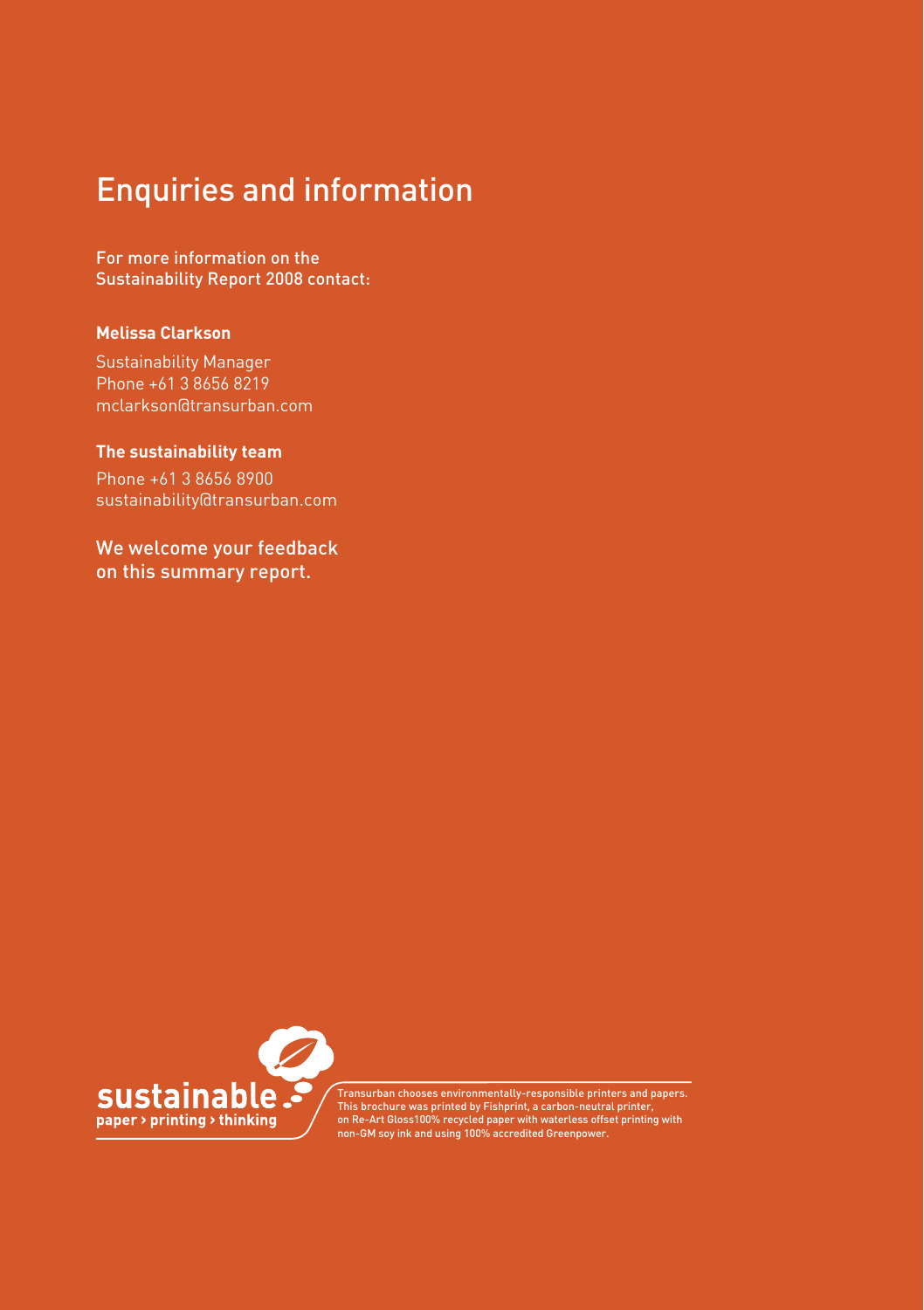# Enquiries and information

For more information on the Sustainability Report 2008 contact:

**Melissa Clarkson**

Sustainability Manager
Phone +61 3 8656 8219
mclarkson@transurban.com

**The sustainability team**

Phone +61 3 8656 8900
sustainability@transurban.com

We welcome your feedback on this summary report.

sustainable
paper › printing › thinking

Transurban chooses environmentally-responsible printers and papers. This brochure was printed by Fishprint, a carbon-neutral printer, on Re-Art Gloss100% recycled paper with waterless offset printing with non-GM soy ink and using 100% accredited Greenpower.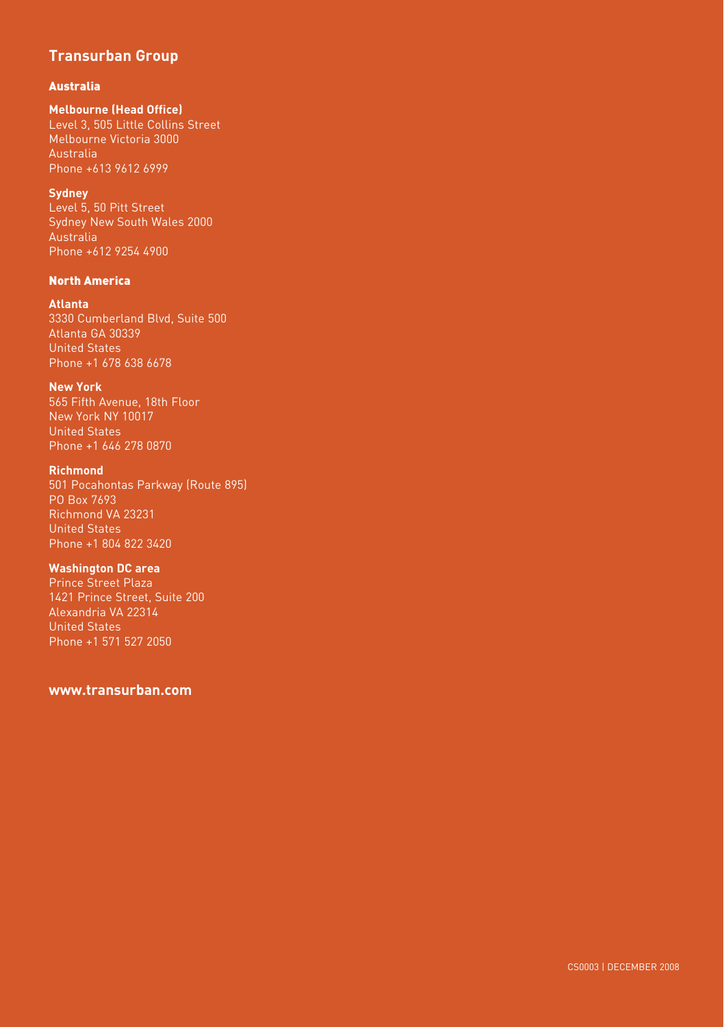## Transurban Group

### Australia

**Melbourne (Head Office)**
Level 3, 505 Little Collins Street
Melbourne Victoria 3000
Australia
Phone +613 9612 6999

**Sydney**
Level 5, 50 Pitt Street
Sydney New South Wales 2000
Australia
Phone +612 9254 4900

### North America

**Atlanta**
3330 Cumberland Blvd, Suite 500
Atlanta GA 30339
United States
Phone +1 678 638 6678

**New York**
565 Fifth Avenue, 18th Floor
New York NY 10017
United States
Phone +1 646 278 0870

**Richmond**
501 Pocahontas Parkway (Route 895)
PO Box 7693
Richmond VA 23231
United States
Phone +1 804 822 3420

**Washington DC area**
Prince Street Plaza
1421 Prince Street, Suite 200
Alexandria VA 22314
United States
Phone +1 571 527 2050

**www.transurban.com**

CS0003 | DECEMBER 2008